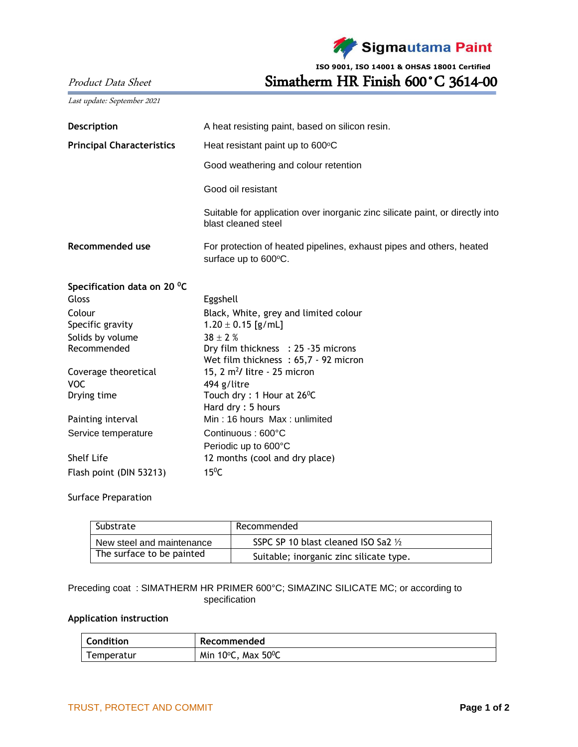**Sigmautama Paint**

**ISO 9001, ISO 14001 & OHSAS 18001 Certified**

*Product Data Sheet*

# Simatherm HR Finish 600˚C 3614-00

*Last update: September 2021*

| | |
|---|---|
| **Description** | A heat resisting paint, based on silicon resin. |
| **Principal Characteristics** | Heat resistant paint up to 600°C |
| | Good weathering and colour retention |
| | Good oil resistant |
| | Suitable for application over inorganic zinc silicate paint, or directly into blast cleaned steel |
| **Recommended use** | For protection of heated pipelines, exhaust pipes and others, heated surface up to 600°C. |

**Specification data on 20 °C**

| | |
|---|---|
| Gloss | Eggshell |
| Colour | Black, White, grey and limited colour |
| Specific gravity | 1.20 ± 0.15 [g/mL] |
| Solids by volume | 38 ± 2 % |
| Recommended | Dry film thickness : 25 -35 microns<br>Wet film thickness : 65,7 - 92 micron |
| Coverage theoretical | 15, 2 $m^2$/ litre - 25 micron |
| VOC | 494 g/litre |
| Drying time | Touch dry : 1 Hour at 26°C<br>Hard dry : 5 hours |
| Painting interval | Min : 16 hours Max : unlimited |
| Service temperature | Continuous : 600°C<br>Periodic up to 600°C |
| Shelf Life | 12 months (cool and dry place) |
| Flash point (DIN 53213) | 15°C |

Surface Preparation

| Substrate | Recommended |
|---|---|
| New steel and maintenance | SSPC SP 10 blast cleaned ISO Sa2 ½ |
| The surface to be painted | Suitable; inorganic zinc silicate type. |

Preceding coat : SIMATHERM HR PRIMER 600°C; SIMAZINC SILICATE MC; or according to specification

**Application instruction**

| Condition | Recommended |
|---|---|
| Temperatur | Min 10°C, Max 50°C |

TRUST, PROTECT AND COMMIT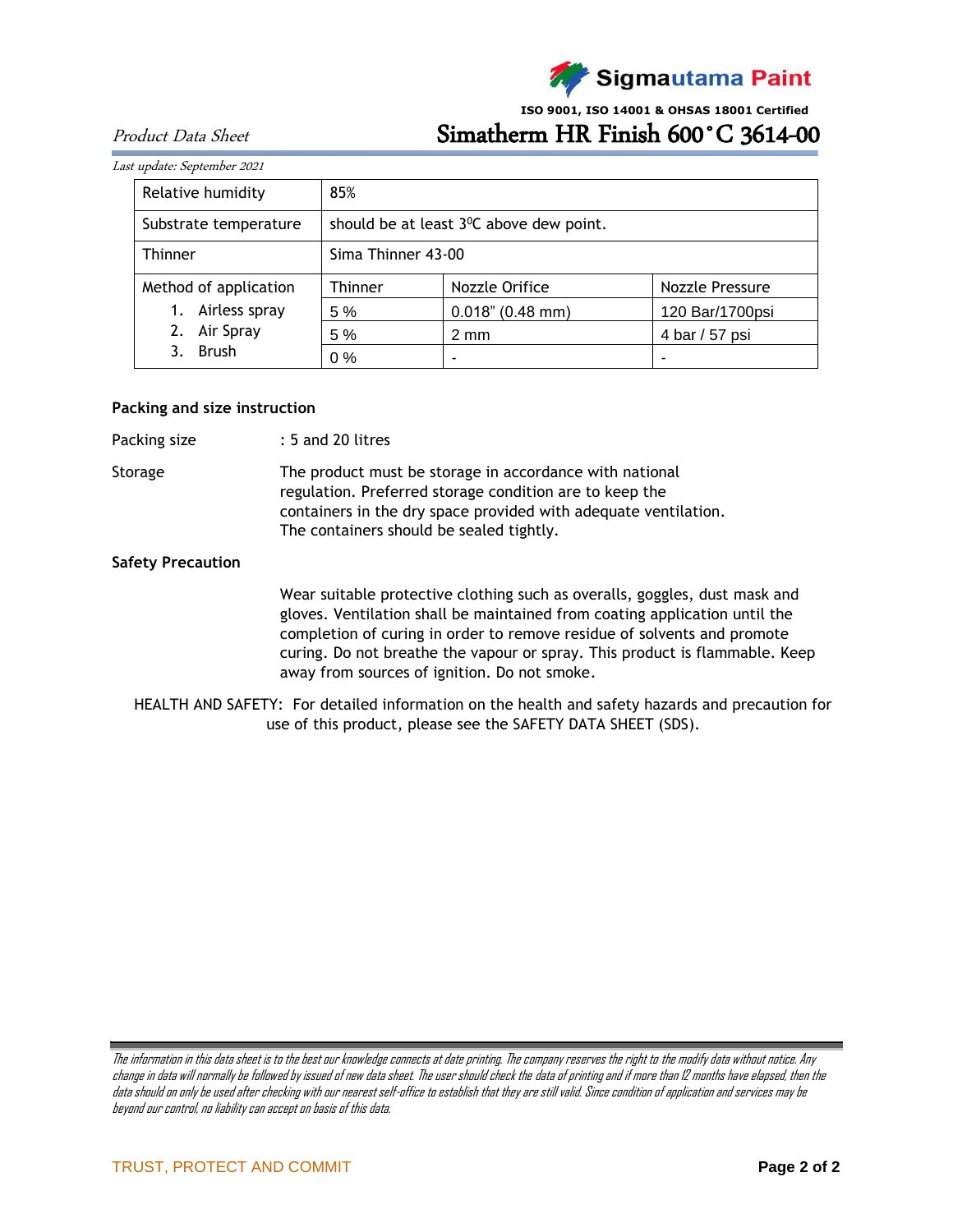Sigmautama Paint

ISO 9001, ISO 14001 & OHSAS 18001 Certified

*Product Data Sheet*

# Simatherm HR Finish 600˚C 3614-00

*Last update: September 2021*

| | | | |
|---|---|---|---|
| Relative humidity | 85% | | |
| Substrate temperature | should be at least 3⁰C above dew point. | | |
| Thinner | Sima Thinner 43-00 | | |
| Method of application | Thinner | Nozzle Orifice | Nozzle Pressure |
| 1. Airless spray | 5 % | 0.018" (0.48 mm) | 120 Bar/1700psi |
| 2. Air Spray | 5 % | 2 mm | 4 bar / 57 psi |
| 3. Brush | 0 % | - | - |

**Packing and size instruction**

Packing size : 5 and 20 litres

Storage: The product must be storage in accordance with national regulation. Preferred storage condition are to keep the containers in the dry space provided with adequate ventilation. The containers should be sealed tightly.

**Safety Precaution**

Wear suitable protective clothing such as overalls, goggles, dust mask and gloves. Ventilation shall be maintained from coating application until the completion of curing in order to remove residue of solvents and promote curing. Do not breathe the vapour or spray. This product is flammable. Keep away from sources of ignition. Do not smoke.

HEALTH AND SAFETY: For detailed information on the health and safety hazards and precaution for use of this product, please see the SAFETY DATA SHEET (SDS).

*The information in this data sheet is to the best our knowledge connects at date printing. The company reserves the right to the modify data without notice. Any change in data will normally be followed by issued of new data sheet. The user should check the data of printing and if more than 12 months have elapsed, then the data should on only be used after checking with our nearest self-office to establish that they are still valid. Since condition of application and services may be beyond our control, no liability can accept on basis of this data.*

TRUST, PROTECT AND COMMIT